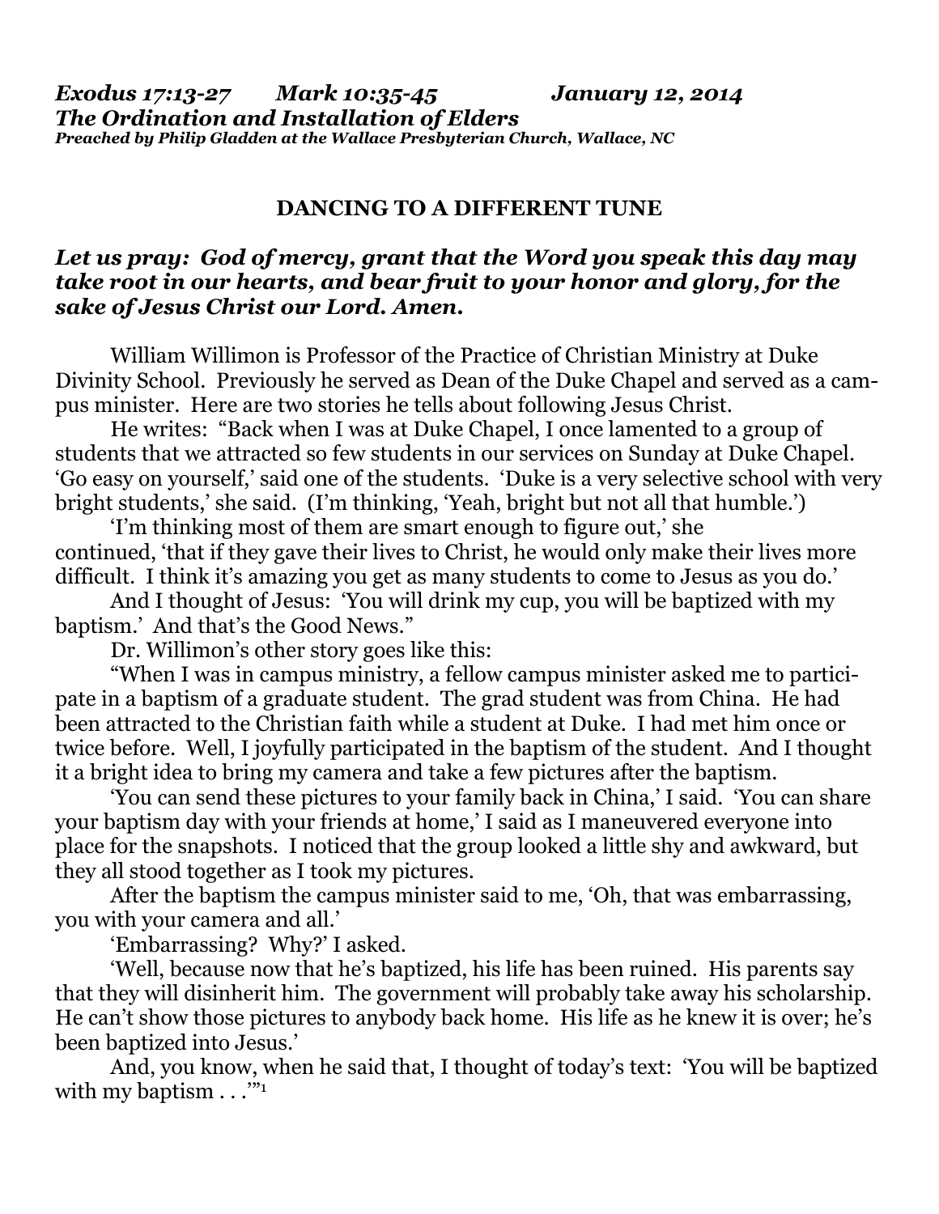***Exodus 17:13-27 Mark 10:35-45 January 12, 2014***
***The Ordination and Installation of Elders***
***Preached by Philip Gladden at the Wallace Presbyterian Church, Wallace, NC***

## DANCING TO A DIFFERENT TUNE

***Let us pray: God of mercy, grant that the Word you speak this day may take root in our hearts, and bear fruit to your honor and glory, for the sake of Jesus Christ our Lord. Amen.***

William Willimon is Professor of the Practice of Christian Ministry at Duke Divinity School. Previously he served as Dean of the Duke Chapel and served as a campus minister. Here are two stories he tells about following Jesus Christ.

He writes: "Back when I was at Duke Chapel, I once lamented to a group of students that we attracted so few students in our services on Sunday at Duke Chapel. 'Go easy on yourself,' said one of the students. 'Duke is a very selective school with very bright students,' she said. (I'm thinking, 'Yeah, bright but not all that humble.')

'I'm thinking most of them are smart enough to figure out,' she continued, 'that if they gave their lives to Christ, he would only make their lives more difficult. I think it's amazing you get as many students to come to Jesus as you do.'

And I thought of Jesus: 'You will drink my cup, you will be baptized with my baptism.' And that's the Good News."

Dr. Willimon's other story goes like this:

"When I was in campus ministry, a fellow campus minister asked me to participate in a baptism of a graduate student. The grad student was from China. He had been attracted to the Christian faith while a student at Duke. I had met him once or twice before. Well, I joyfully participated in the baptism of the student. And I thought it a bright idea to bring my camera and take a few pictures after the baptism.

'You can send these pictures to your family back in China,' I said. 'You can share your baptism day with your friends at home,' I said as I maneuvered everyone into place for the snapshots. I noticed that the group looked a little shy and awkward, but they all stood together as I took my pictures.

After the baptism the campus minister said to me, 'Oh, that was embarrassing, you with your camera and all.'

'Embarrassing? Why?' I asked.

'Well, because now that he's baptized, his life has been ruined. His parents say that they will disinherit him. The government will probably take away his scholarship. He can't show those pictures to anybody back home. His life as he knew it is over; he's been baptized into Jesus.'

And, you know, when he said that, I thought of today's text: 'You will be baptized with my baptism . . .'"[1]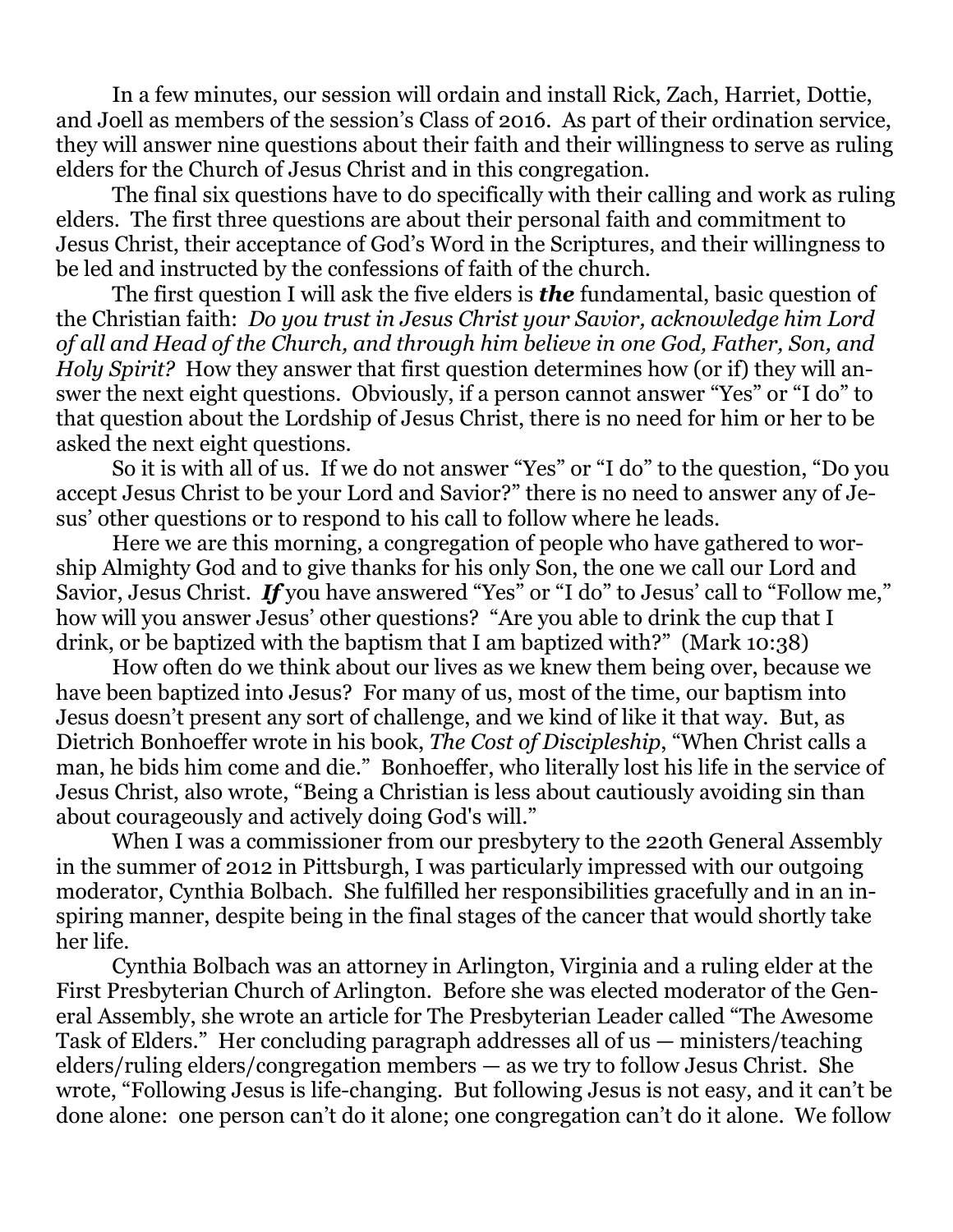In a few minutes, our session will ordain and install Rick, Zach, Harriet, Dottie, and Joell as members of the session's Class of 2016. As part of their ordination service, they will answer nine questions about their faith and their willingness to serve as ruling elders for the Church of Jesus Christ and in this congregation.

The final six questions have to do specifically with their calling and work as ruling elders. The first three questions are about their personal faith and commitment to Jesus Christ, their acceptance of God's Word in the Scriptures, and their willingness to be led and instructed by the confessions of faith of the church.

The first question I will ask the five elders is ***the*** fundamental, basic question of the Christian faith: *Do you trust in Jesus Christ your Savior, acknowledge him Lord of all and Head of the Church, and through him believe in one God, Father, Son, and Holy Spirit?* How they answer that first question determines how (or if) they will answer the next eight questions. Obviously, if a person cannot answer "Yes" or "I do" to that question about the Lordship of Jesus Christ, there is no need for him or her to be asked the next eight questions.

So it is with all of us. If we do not answer "Yes" or "I do" to the question, "Do you accept Jesus Christ to be your Lord and Savior?" there is no need to answer any of Jesus' other questions or to respond to his call to follow where he leads.

Here we are this morning, a congregation of people who have gathered to worship Almighty God and to give thanks for his only Son, the one we call our Lord and Savior, Jesus Christ. ***If*** you have answered "Yes" or "I do" to Jesus' call to "Follow me," how will you answer Jesus' other questions? "Are you able to drink the cup that I drink, or be baptized with the baptism that I am baptized with?" (Mark 10:38)

How often do we think about our lives as we knew them being over, because we have been baptized into Jesus? For many of us, most of the time, our baptism into Jesus doesn't present any sort of challenge, and we kind of like it that way. But, as Dietrich Bonhoeffer wrote in his book, *The Cost of Discipleship*, "When Christ calls a man, he bids him come and die." Bonhoeffer, who literally lost his life in the service of Jesus Christ, also wrote, "Being a Christian is less about cautiously avoiding sin than about courageously and actively doing God's will."

When I was a commissioner from our presbytery to the 220th General Assembly in the summer of 2012 in Pittsburgh, I was particularly impressed with our outgoing moderator, Cynthia Bolbach. She fulfilled her responsibilities gracefully and in an inspiring manner, despite being in the final stages of the cancer that would shortly take her life.

Cynthia Bolbach was an attorney in Arlington, Virginia and a ruling elder at the First Presbyterian Church of Arlington. Before she was elected moderator of the General Assembly, she wrote an article for The Presbyterian Leader called "The Awesome Task of Elders." Her concluding paragraph addresses all of us — ministers/teaching elders/ruling elders/congregation members — as we try to follow Jesus Christ. She wrote, "Following Jesus is life-changing. But following Jesus is not easy, and it can't be done alone: one person can't do it alone; one congregation can't do it alone. We follow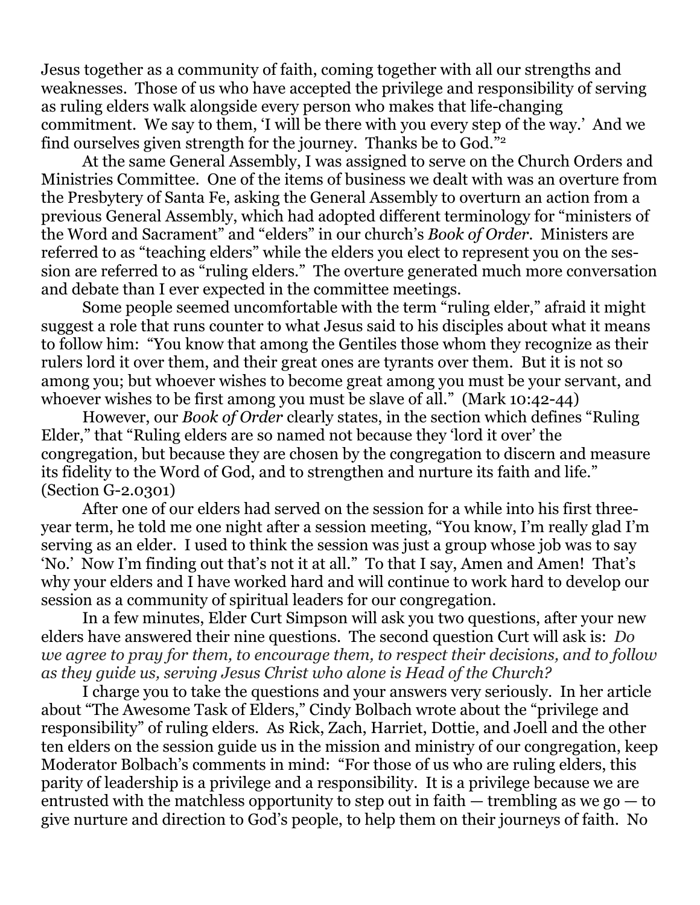Jesus together as a community of faith, coming together with all our strengths and weaknesses. Those of us who have accepted the privilege and responsibility of serving as ruling elders walk alongside every person who makes that life-changing commitment. We say to them, 'I will be there with you every step of the way.' And we find ourselves given strength for the journey. Thanks be to God."[2]

At the same General Assembly, I was assigned to serve on the Church Orders and Ministries Committee. One of the items of business we dealt with was an overture from the Presbytery of Santa Fe, asking the General Assembly to overturn an action from a previous General Assembly, which had adopted different terminology for "ministers of the Word and Sacrament" and "elders" in our church's *Book of Order*. Ministers are referred to as "teaching elders" while the elders you elect to represent you on the session are referred to as "ruling elders." The overture generated much more conversation and debate than I ever expected in the committee meetings.

Some people seemed uncomfortable with the term "ruling elder," afraid it might suggest a role that runs counter to what Jesus said to his disciples about what it means to follow him: "You know that among the Gentiles those whom they recognize as their rulers lord it over them, and their great ones are tyrants over them. But it is not so among you; but whoever wishes to become great among you must be your servant, and whoever wishes to be first among you must be slave of all." (Mark 10:42-44)

However, our *Book of Order* clearly states, in the section which defines "Ruling Elder," that "Ruling elders are so named not because they 'lord it over' the congregation, but because they are chosen by the congregation to discern and measure its fidelity to the Word of God, and to strengthen and nurture its faith and life." (Section G-2.0301)

After one of our elders had served on the session for a while into his first three-year term, he told me one night after a session meeting, "You know, I'm really glad I'm serving as an elder. I used to think the session was just a group whose job was to say 'No.' Now I'm finding out that's not it at all." To that I say, Amen and Amen! That's why your elders and I have worked hard and will continue to work hard to develop our session as a community of spiritual leaders for our congregation.

In a few minutes, Elder Curt Simpson will ask you two questions, after your new elders have answered their nine questions. The second question Curt will ask is: *Do we agree to pray for them, to encourage them, to respect their decisions, and to follow as they guide us, serving Jesus Christ who alone is Head of the Church?*

I charge you to take the questions and your answers very seriously. In her article about "The Awesome Task of Elders," Cindy Bolbach wrote about the "privilege and responsibility" of ruling elders. As Rick, Zach, Harriet, Dottie, and Joell and the other ten elders on the session guide us in the mission and ministry of our congregation, keep Moderator Bolbach's comments in mind: "For those of us who are ruling elders, this parity of leadership is a privilege and a responsibility. It is a privilege because we are entrusted with the matchless opportunity to step out in faith — trembling as we go — to give nurture and direction to God's people, to help them on their journeys of faith. No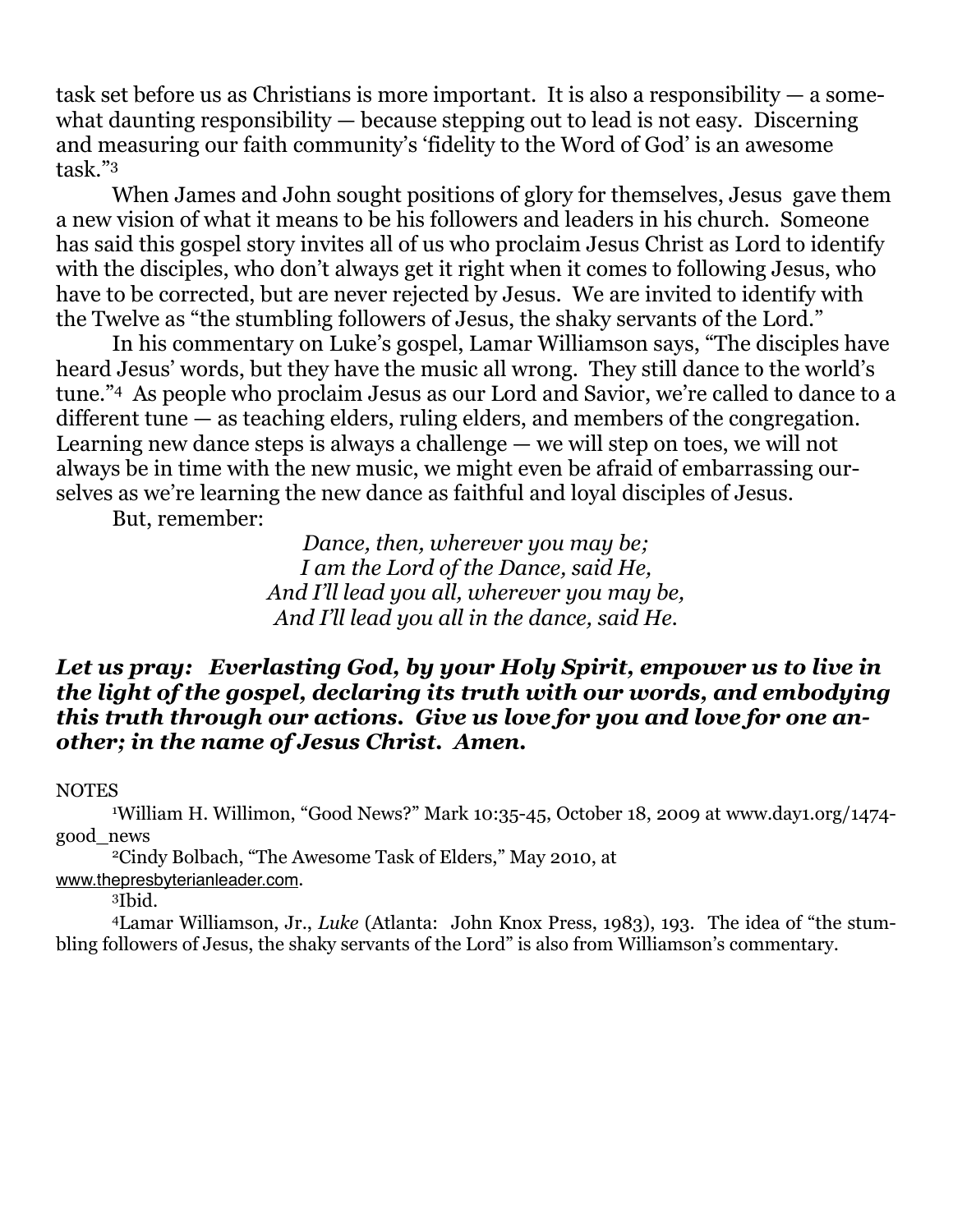task set before us as Christians is more important. It is also a responsibility — a somewhat daunting responsibility — because stepping out to lead is not easy. Discerning and measuring our faith community's 'fidelity to the Word of God' is an awesome task."[3]

When James and John sought positions of glory for themselves, Jesus gave them a new vision of what it means to be his followers and leaders in his church. Someone has said this gospel story invites all of us who proclaim Jesus Christ as Lord to identify with the disciples, who don't always get it right when it comes to following Jesus, who have to be corrected, but are never rejected by Jesus. We are invited to identify with the Twelve as "the stumbling followers of Jesus, the shaky servants of the Lord."

In his commentary on Luke's gospel, Lamar Williamson says, "The disciples have heard Jesus' words, but they have the music all wrong. They still dance to the world's tune."[4] As people who proclaim Jesus as our Lord and Savior, we're called to dance to a different tune — as teaching elders, ruling elders, and members of the congregation. Learning new dance steps is always a challenge — we will step on toes, we will not always be in time with the new music, we might even be afraid of embarrassing ourselves as we're learning the new dance as faithful and loyal disciples of Jesus.

But, remember:

*Dance, then, wherever you may be;*
*I am the Lord of the Dance, said He,*
*And I'll lead you all, wherever you may be,*
*And I'll lead you all in the dance, said He.*

***Let us pray: Everlasting God, by your Holy Spirit, empower us to live in the light of the gospel, declaring its truth with our words, and embodying this truth through our actions. Give us love for you and love for one another; in the name of Jesus Christ. Amen.***

NOTES

[1] William H. Willimon, "Good News?" Mark 10:35-45, October 18, 2009 at www.day1.org/1474-good_news

[2] Cindy Bolbach, "The Awesome Task of Elders," May 2010, at www.thepresbyterianleader.com.

[3] Ibid.

[4] Lamar Williamson, Jr., *Luke* (Atlanta: John Knox Press, 1983), 193. The idea of "the stumbling followers of Jesus, the shaky servants of the Lord" is also from Williamson's commentary.